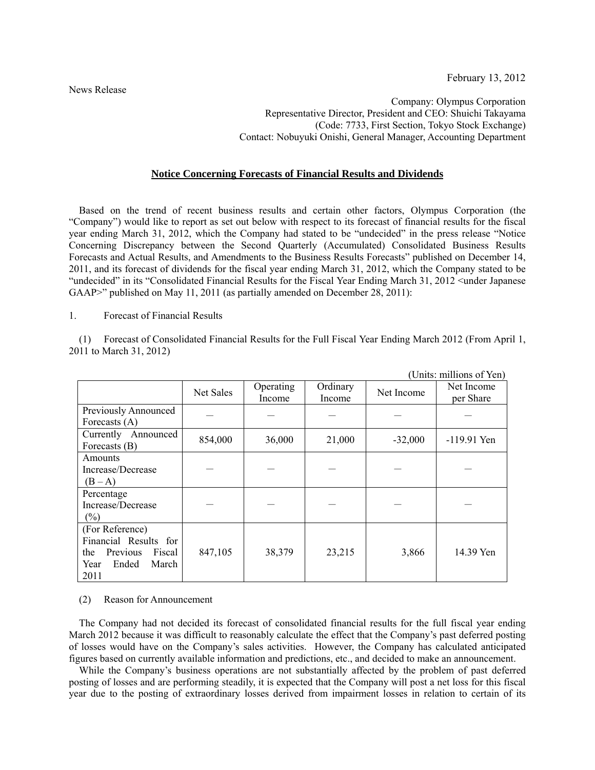February 13, 2012

News Release

Company: Olympus Corporation
Representative Director, President and CEO: Shuichi Takayama
(Code: 7733, First Section, Tokyo Stock Exchange)
Contact: Nobuyuki Onishi, General Manager, Accounting Department

## Notice Concerning Forecasts of Financial Results and Dividends

Based on the trend of recent business results and certain other factors, Olympus Corporation (the "Company") would like to report as set out below with respect to its forecast of financial results for the fiscal year ending March 31, 2012, which the Company had stated to be "undecided" in the press release "Notice Concerning Discrepancy between the Second Quarterly (Accumulated) Consolidated Business Results Forecasts and Actual Results, and Amendments to the Business Results Forecasts" published on December 14, 2011, and its forecast of dividends for the fiscal year ending March 31, 2012, which the Company stated to be "undecided" in its "Consolidated Financial Results for the Fiscal Year Ending March 31, 2012 <under Japanese GAAP>" published on May 11, 2011 (as partially amended on December 28, 2011):

1. Forecast of Financial Results

(1) Forecast of Consolidated Financial Results for the Full Fiscal Year Ending March 2012 (From April 1, 2011 to March 31, 2012)

(Units: millions of Yen)

| | Net Sales | Operating Income | Ordinary Income | Net Income | Net Income per Share |
|---|---|---|---|---|---|
| Previously Announced Forecasts (A) | — | — | — | — | — |
| Currently Announced Forecasts (B) | 854,000 | 36,000 | 21,000 | -32,000 | -119.91 Yen |
| Amounts Increase/Decrease (B – A) | — | — | — | — | — |
| Percentage Increase/Decrease (%) | — | — | — | — | — |
| (For Reference) Financial Results for the Previous Fiscal Year Ended March 2011 | 847,105 | 38,379 | 23,215 | 3,866 | 14.39 Yen |

(2) Reason for Announcement

The Company had not decided its forecast of consolidated financial results for the full fiscal year ending March 2012 because it was difficult to reasonably calculate the effect that the Company's past deferred posting of losses would have on the Company's sales activities. However, the Company has calculated anticipated figures based on currently available information and predictions, etc., and decided to make an announcement.

While the Company's business operations are not substantially affected by the problem of past deferred posting of losses and are performing steadily, it is expected that the Company will post a net loss for this fiscal year due to the posting of extraordinary losses derived from impairment losses in relation to certain of its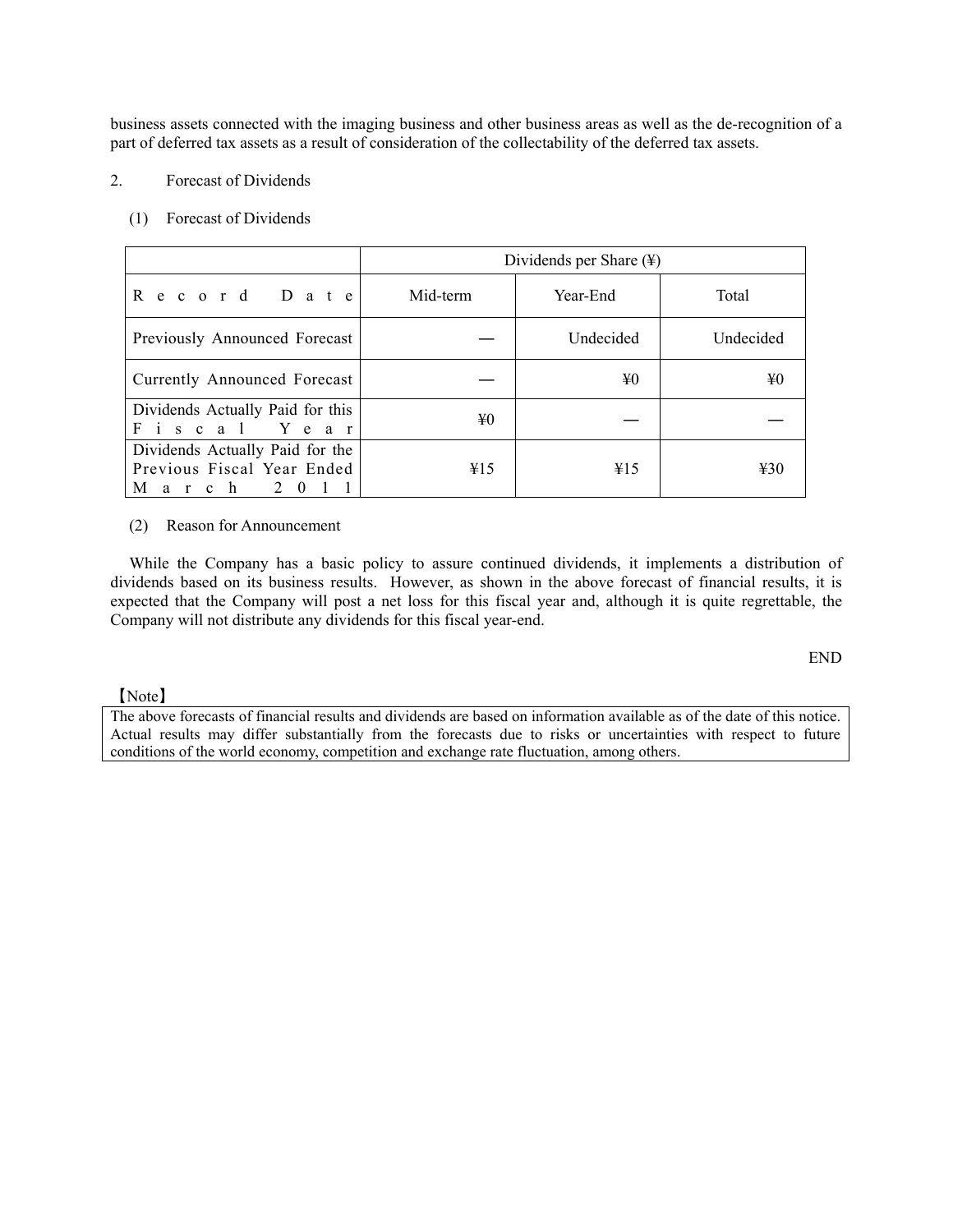business assets connected with the imaging business and other business areas as well as the de-recognition of a part of deferred tax assets as a result of consideration of the collectability of the deferred tax assets.

2. Forecast of Dividends

(1) Forecast of Dividends

| | Dividends per Share (¥) | | |
|---|---|---|---|
| Record Date | Mid-term | Year-End | Total |
| Previously Announced Forecast | — | Undecided | Undecided |
| Currently Announced Forecast | — | ¥0 | ¥0 |
| Dividends Actually Paid for this Fiscal Year | ¥0 | — | — |
| Dividends Actually Paid for the Previous Fiscal Year Ended March 2011 | ¥15 | ¥15 | ¥30 |

(2) Reason for Announcement

While the Company has a basic policy to assure continued dividends, it implements a distribution of dividends based on its business results. However, as shown in the above forecast of financial results, it is expected that the Company will post a net loss for this fiscal year and, although it is quite regrettable, the Company will not distribute any dividends for this fiscal year-end.

END

【Note】

The above forecasts of financial results and dividends are based on information available as of the date of this notice. Actual results may differ substantially from the forecasts due to risks or uncertainties with respect to future conditions of the world economy, competition and exchange rate fluctuation, among others.